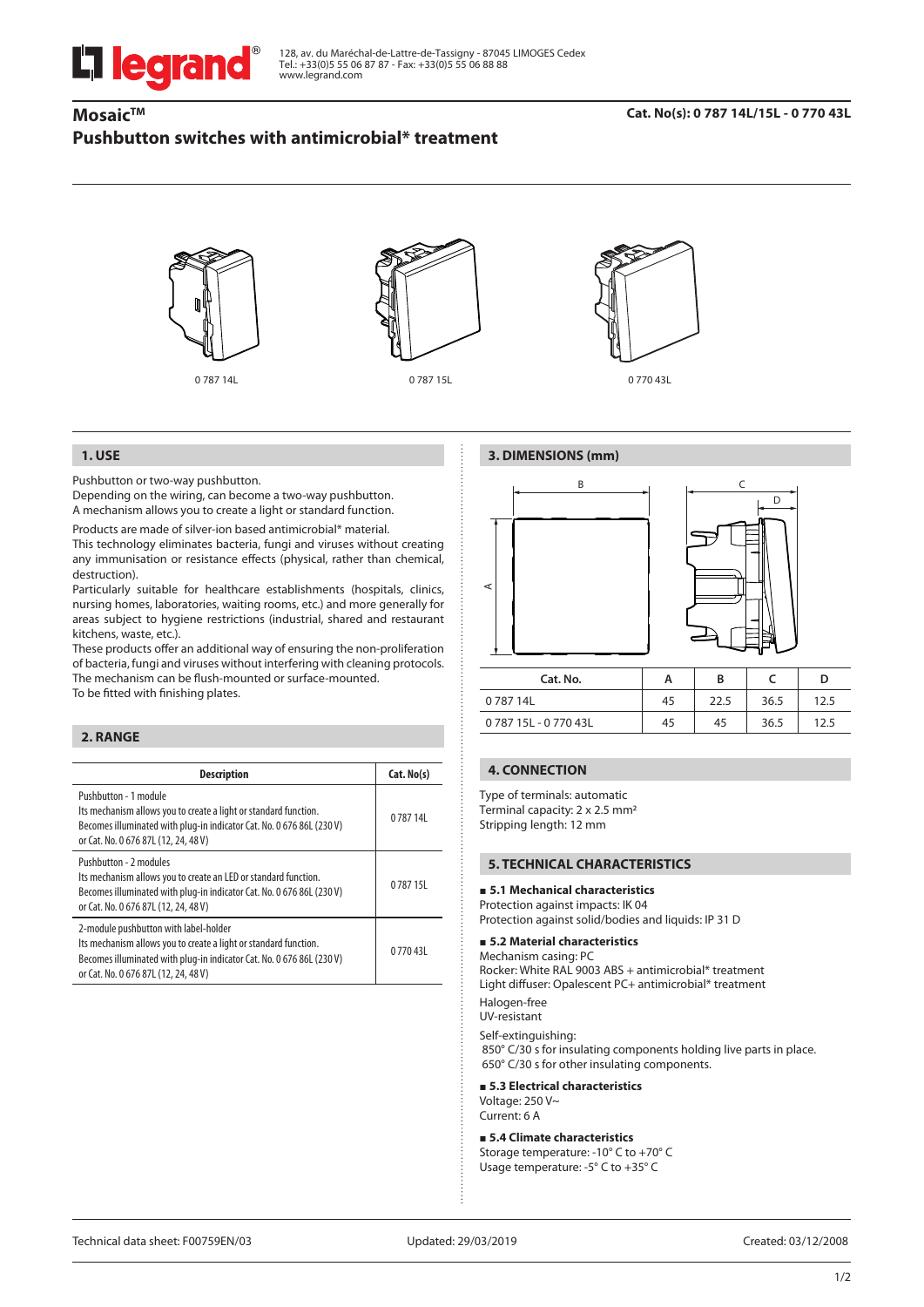128, av. du Maréchal-de-Lattre-de-Tassigny - 87045 LIMOGES Cedex
Tel.: +33(0)5 55 06 87 87 - Fax: +33(0)5 55 06 88 88
www.legrand.com

# Mosaic™

## Pushbutton switches with antimicrobial* treatment

**Cat. No(s): 0 787 14L/15L - 0 770 43L**

0 787 14L

0 787 15L

0 770 43L

## 1. USE

Pushbutton or two-way pushbutton.
Depending on the wiring, can become a two-way pushbutton.
A mechanism allows you to create a light or standard function.

Products are made of silver-ion based antimicrobial* material.
This technology eliminates bacteria, fungi and viruses without creating any immunisation or resistance effects (physical, rather than chemical, destruction).
Particularly suitable for healthcare establishments (hospitals, clinics, nursing homes, laboratories, waiting rooms, etc.) and more generally for areas subject to hygiene restrictions (industrial, shared and restaurant kitchens, waste, etc.).
These products offer an additional way of ensuring the non-proliferation of bacteria, fungi and viruses without interfering with cleaning protocols.
The mechanism can be flush-mounted or surface-mounted.
To be fitted with finishing plates.

## 2. RANGE

| Description | Cat. No(s) |
|---|---|
| Pushbutton - 1 module<br>Its mechanism allows you to create a light or standard function.<br>Becomes illuminated with plug-in indicator Cat. No. 0 676 86L (230 V) or Cat. No. 0 676 87L (12, 24, 48 V) | 0 787 14L |
| Pushbutton - 2 modules<br>Its mechanism allows you to create an LED or standard function.<br>Becomes illuminated with plug-in indicator Cat. No. 0 676 86L (230 V) or Cat. No. 0 676 87L (12, 24, 48 V) | 0 787 15L |
| 2-module pushbutton with label-holder<br>Its mechanism allows you to create a light or standard function.<br>Becomes illuminated with plug-in indicator Cat. No. 0 676 86L (230 V) or Cat. No. 0 676 87L (12, 24, 48 V) | 0 770 43L |

## 3. DIMENSIONS (mm)

B
A
C
D

| Cat. No. | A | B | C | D |
|---|---|---|---|---|
| 0 787 14L | 45 | 22.5 | 36.5 | 12.5 |
| 0 787 15L - 0 770 43L | 45 | 45 | 36.5 | 12.5 |

## 4. CONNECTION

Type of terminals: automatic
Terminal capacity: 2 x 2.5 mm²
Stripping length: 12 mm

## 5. TECHNICAL CHARACTERISTICS

### ■ 5.1 Mechanical characteristics

Protection against impacts: IK 04
Protection against solid/bodies and liquids: IP 31 D

### ■ 5.2 Material characteristics

Mechanism casing: PC
Rocker: White RAL 9003 ABS + antimicrobial* treatment
Light diffuser: Opalescent PC+ antimicrobial* treatment

Halogen-free
UV-resistant

Self-extinguishing:
850° C/30 s for insulating components holding live parts in place.
650° C/30 s for other insulating components.

### ■ 5.3 Electrical characteristics

Voltage: 250 V~
Current: 6 A

### ■ 5.4 Climate characteristics

Storage temperature: -10° C to +70° C
Usage temperature: -5° C to +35° C

Technical data sheet: F00759EN/03 | Updated: 29/03/2019 | Created: 03/12/2008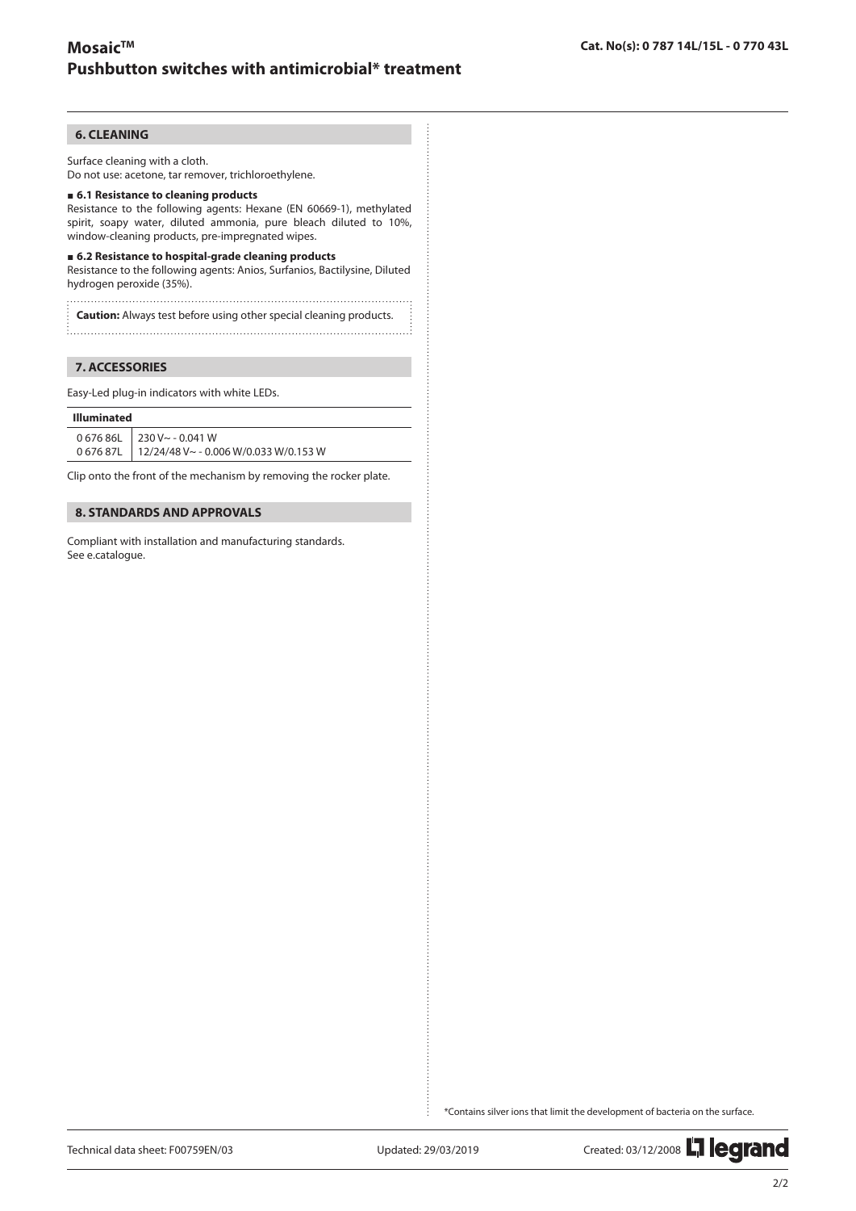## 6. CLEANING

Surface cleaning with a cloth.
Do not use: acetone, tar remover, trichloroethylene.

**■ 6.1 Resistance to cleaning products**
Resistance to the following agents: Hexane (EN 60669-1), methylated spirit, soapy water, diluted ammonia, pure bleach diluted to 10%, window-cleaning products, pre-impregnated wipes.

**■ 6.2 Resistance to hospital-grade cleaning products**
Resistance to the following agents: Anios, Surfanios, Bactilysine, Diluted hydrogen peroxide (35%).

**Caution:** Always test before using other special cleaning products.

## 7. ACCESSORIES

Easy-Led plug-in indicators with white LEDs.

| Illuminated | |
|---|---|
| 0 676 86L | 230 V~ - 0.041 W |
| 0 676 87L | 12/24/48 V~ - 0.006 W/0.033 W/0.153 W |

Clip onto the front of the mechanism by removing the rocker plate.

## 8. STANDARDS AND APPROVALS

Compliant with installation and manufacturing standards.
See e.catalogue.

*Contains silver ions that limit the development of bacteria on the surface.